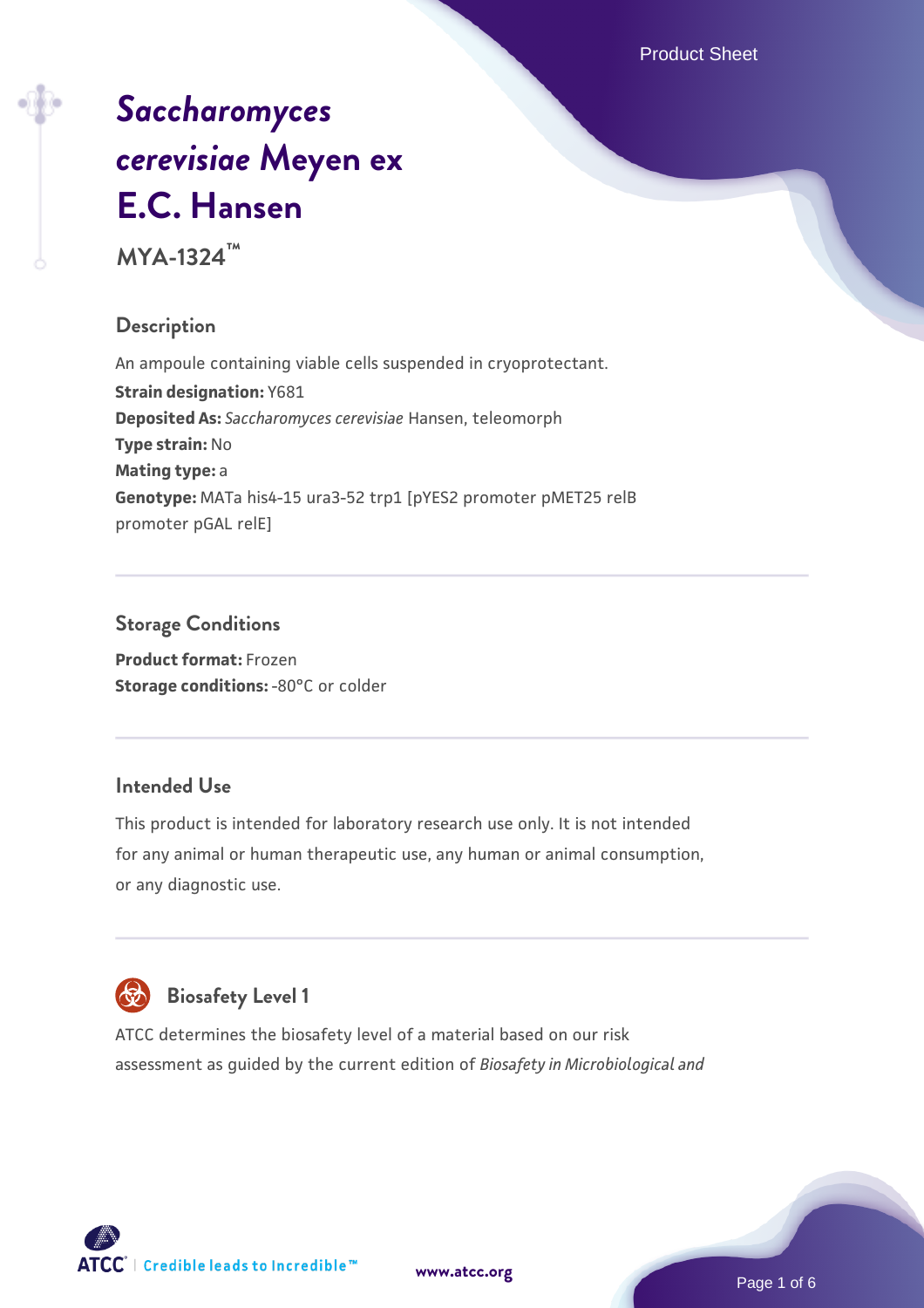# *Saccharomyces cerevisiae* Meyen ex E.C. Hansen

**MYA-1324™**

## Description

An ampoule containing viable cells suspended in cryoprotectant.

**Strain designation:** Y681

**Deposited As:** *Saccharomyces cerevisiae* Hansen, teleomorph

**Type strain:** No

**Mating type:** a

**Genotype:** MATa his4-15 ura3-52 trp1 [pYES2 promoter pMET25 relB promoter pGAL relE]

## Storage Conditions

**Product format:** Frozen

**Storage conditions:** -80°C or colder

## Intended Use

This product is intended for laboratory research use only. It is not intended for any animal or human therapeutic use, any human or animal consumption, or any diagnostic use.

## Biosafety Level 1

ATCC determines the biosafety level of a material based on our risk assessment as guided by the current edition of *Biosafety in Microbiological and*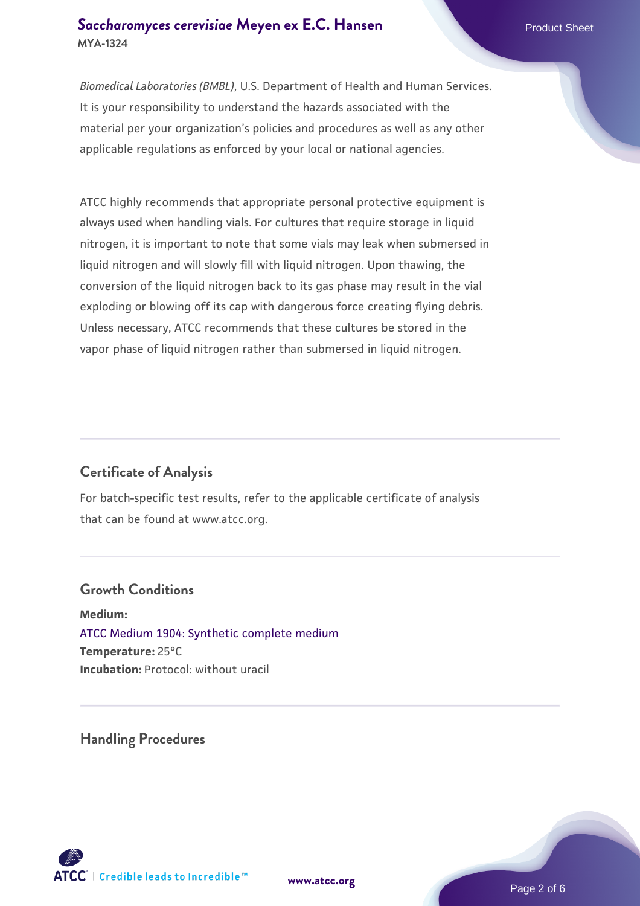*Biomedical Laboratories (BMBL)*, U.S. Department of Health and Human Services. It is your responsibility to understand the hazards associated with the material per your organization's policies and procedures as well as any other applicable regulations as enforced by your local or national agencies.

ATCC highly recommends that appropriate personal protective equipment is always used when handling vials. For cultures that require storage in liquid nitrogen, it is important to note that some vials may leak when submersed in liquid nitrogen and will slowly fill with liquid nitrogen. Upon thawing, the conversion of the liquid nitrogen back to its gas phase may result in the vial exploding or blowing off its cap with dangerous force creating flying debris. Unless necessary, ATCC recommends that these cultures be stored in the vapor phase of liquid nitrogen rather than submersed in liquid nitrogen.

## Certificate of Analysis

For batch-specific test results, refer to the applicable certificate of analysis that can be found at www.atcc.org.

## Growth Conditions

**Medium:**
ATCC Medium 1904: Synthetic complete medium
**Temperature:** 25°C
**Incubation:** Protocol: without uracil

## Handling Procedures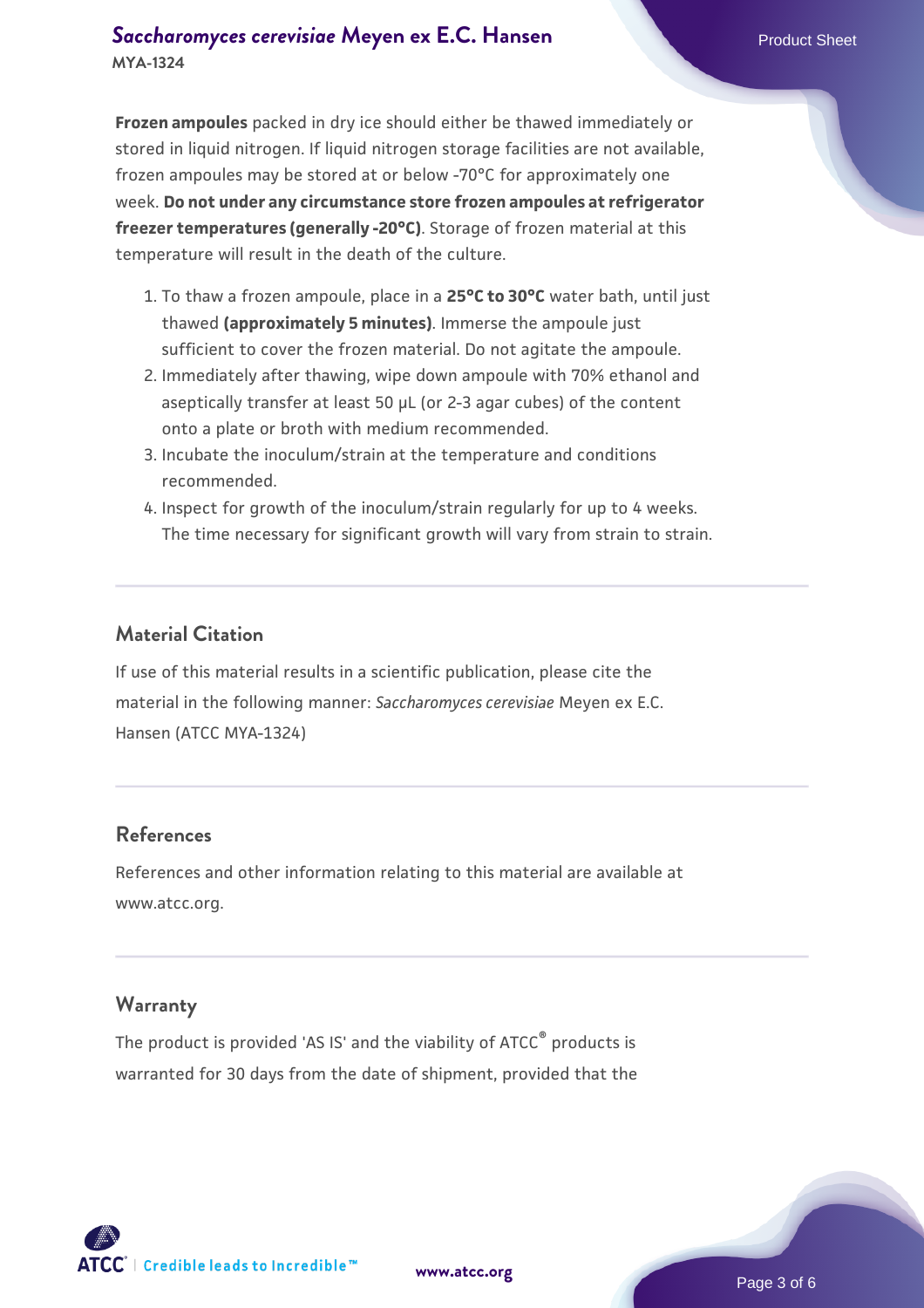**Frozen ampoules** packed in dry ice should either be thawed immediately or stored in liquid nitrogen. If liquid nitrogen storage facilities are not available, frozen ampoules may be stored at or below -70°C for approximately one week. **Do not under any circumstance store frozen ampoules at refrigerator freezer temperatures (generally -20°C)**. Storage of frozen material at this temperature will result in the death of the culture.

1. To thaw a frozen ampoule, place in a **25°C to 30°C** water bath, until just thawed **(approximately 5 minutes)**. Immerse the ampoule just sufficient to cover the frozen material. Do not agitate the ampoule.
2. Immediately after thawing, wipe down ampoule with 70% ethanol and aseptically transfer at least 50 µL (or 2-3 agar cubes) of the content onto a plate or broth with medium recommended.
3. Incubate the inoculum/strain at the temperature and conditions recommended.
4. Inspect for growth of the inoculum/strain regularly for up to 4 weeks. The time necessary for significant growth will vary from strain to strain.

## Material Citation

If use of this material results in a scientific publication, please cite the material in the following manner: *Saccharomyces cerevisiae* Meyen ex E.C. Hansen (ATCC MYA-1324)

## References

References and other information relating to this material are available at www.atcc.org.

## Warranty

The product is provided 'AS IS' and the viability of ATCC® products is warranted for 30 days from the date of shipment, provided that the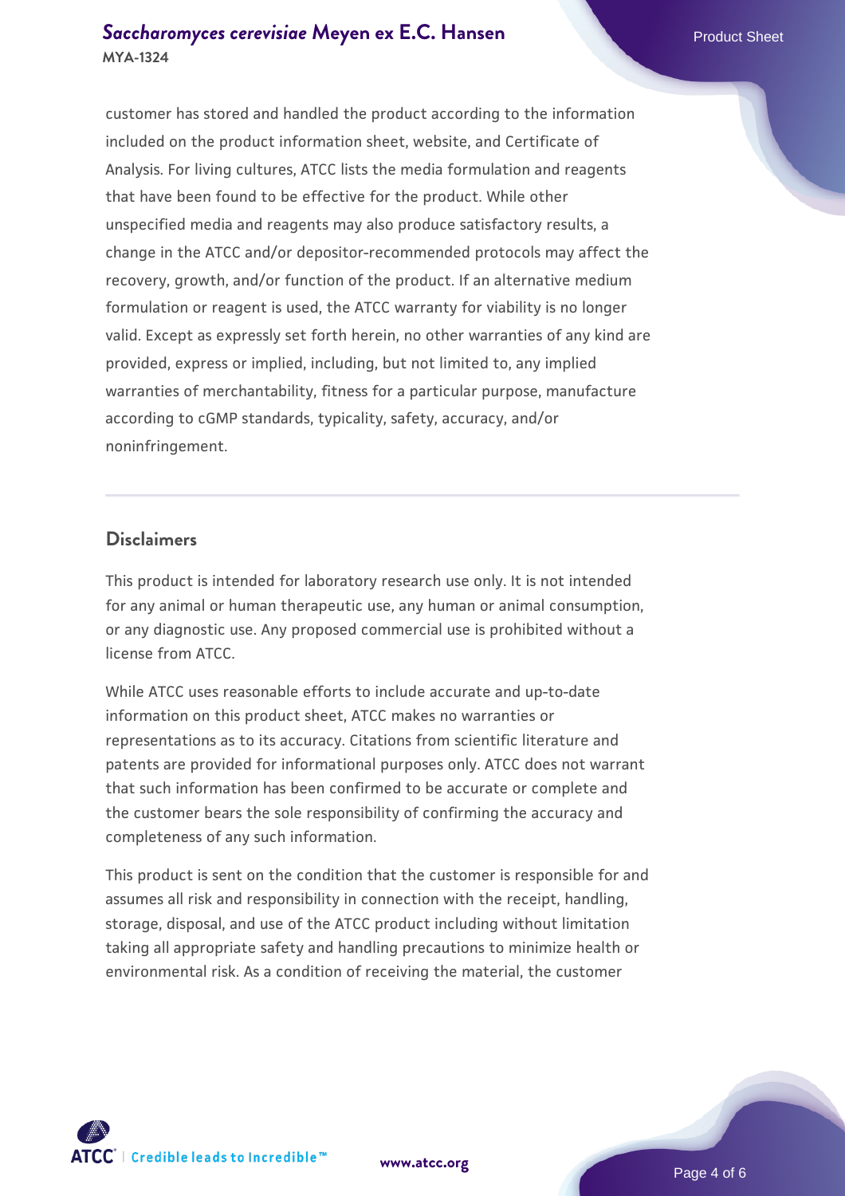customer has stored and handled the product according to the information included on the product information sheet, website, and Certificate of Analysis. For living cultures, ATCC lists the media formulation and reagents that have been found to be effective for the product. While other unspecified media and reagents may also produce satisfactory results, a change in the ATCC and/or depositor-recommended protocols may affect the recovery, growth, and/or function of the product. If an alternative medium formulation or reagent is used, the ATCC warranty for viability is no longer valid. Except as expressly set forth herein, no other warranties of any kind are provided, express or implied, including, but not limited to, any implied warranties of merchantability, fitness for a particular purpose, manufacture according to cGMP standards, typicality, safety, accuracy, and/or noninfringement.

## Disclaimers

This product is intended for laboratory research use only. It is not intended for any animal or human therapeutic use, any human or animal consumption, or any diagnostic use. Any proposed commercial use is prohibited without a license from ATCC.

While ATCC uses reasonable efforts to include accurate and up-to-date information on this product sheet, ATCC makes no warranties or representations as to its accuracy. Citations from scientific literature and patents are provided for informational purposes only. ATCC does not warrant that such information has been confirmed to be accurate or complete and the customer bears the sole responsibility of confirming the accuracy and completeness of any such information.

This product is sent on the condition that the customer is responsible for and assumes all risk and responsibility in connection with the receipt, handling, storage, disposal, and use of the ATCC product including without limitation taking all appropriate safety and handling precautions to minimize health or environmental risk. As a condition of receiving the material, the customer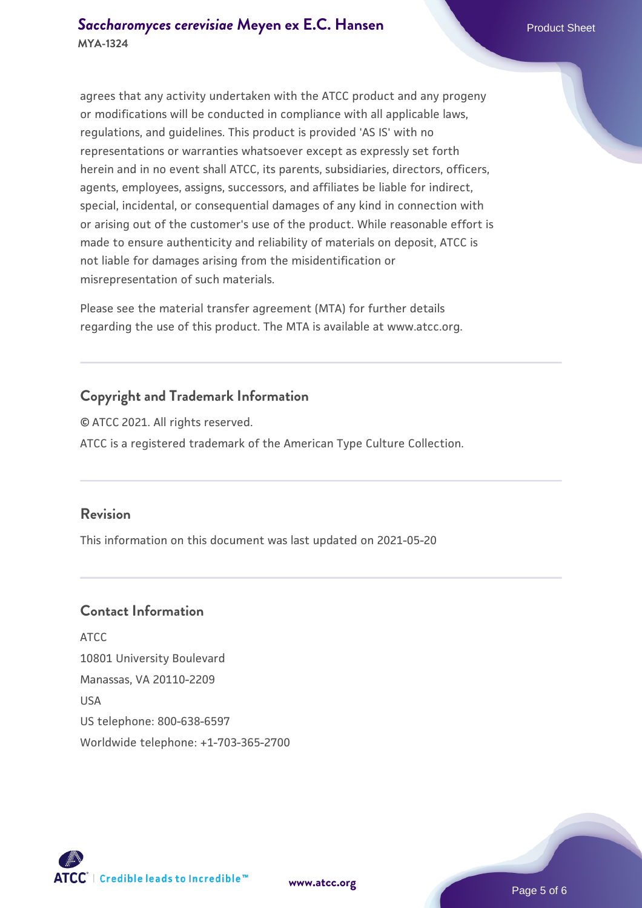agrees that any activity undertaken with the ATCC product and any progeny or modifications will be conducted in compliance with all applicable laws, regulations, and guidelines. This product is provided 'AS IS' with no representations or warranties whatsoever except as expressly set forth herein and in no event shall ATCC, its parents, subsidiaries, directors, officers, agents, employees, assigns, successors, and affiliates be liable for indirect, special, incidental, or consequential damages of any kind in connection with or arising out of the customer's use of the product. While reasonable effort is made to ensure authenticity and reliability of materials on deposit, ATCC is not liable for damages arising from the misidentification or misrepresentation of such materials.

Please see the material transfer agreement (MTA) for further details regarding the use of this product. The MTA is available at www.atcc.org.

## Copyright and Trademark Information

© ATCC 2021. All rights reserved.

ATCC is a registered trademark of the American Type Culture Collection.

## Revision

This information on this document was last updated on 2021-05-20

## Contact Information

ATCC
10801 University Boulevard
Manassas, VA 20110-2209
USA
US telephone: 800-638-6597
Worldwide telephone: +1-703-365-2700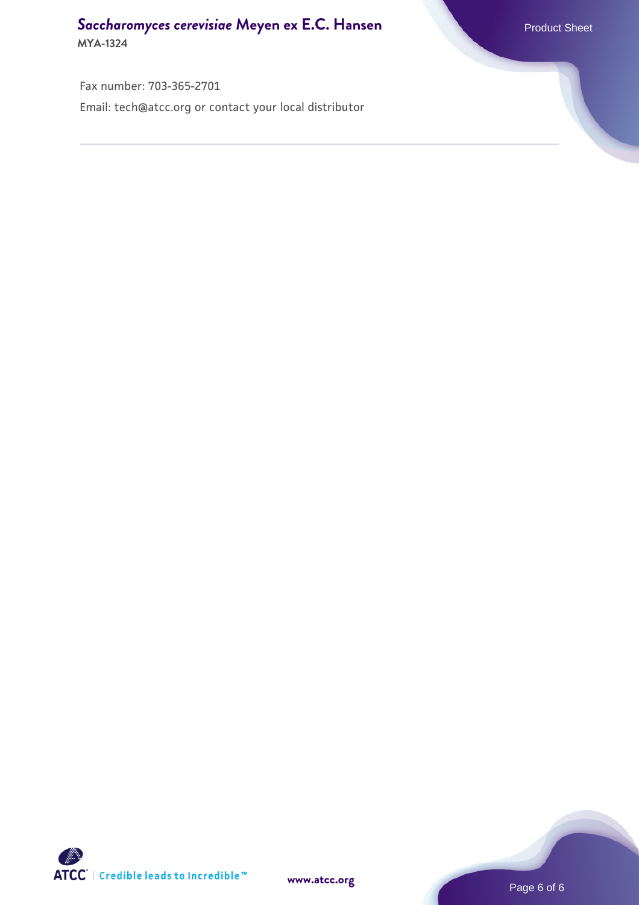Fax number: 703-365-2701

Email: tech@atcc.org or contact your local distributor